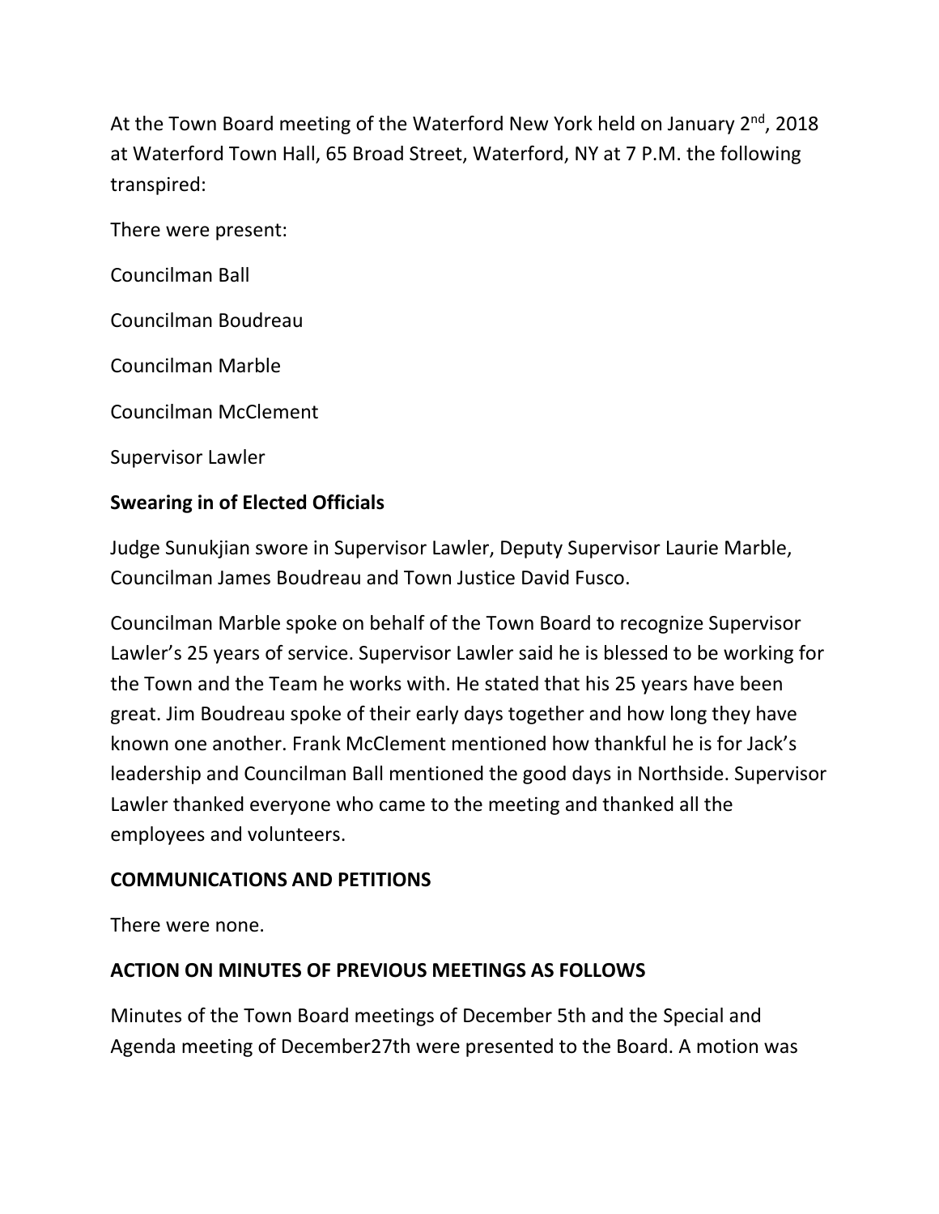At the Town Board meeting of the Waterford New York held on January 2nd, 2018 at Waterford Town Hall, 65 Broad Street, Waterford, NY at 7 P.M. the following transpired:

There were present:

Councilman Ball

Councilman Boudreau

Councilman Marble

Councilman McClement

Supervisor Lawler

**Swearing in of Elected Officials**

Judge Sunukjian swore in Supervisor Lawler, Deputy Supervisor Laurie Marble, Councilman James Boudreau and Town Justice David Fusco.

Councilman Marble spoke on behalf of the Town Board to recognize Supervisor Lawler's 25 years of service. Supervisor Lawler said he is blessed to be working for the Town and the Team he works with. He stated that his 25 years have been great. Jim Boudreau spoke of their early days together and how long they have known one another. Frank McClement mentioned how thankful he is for Jack's leadership and Councilman Ball mentioned the good days in Northside. Supervisor Lawler thanked everyone who came to the meeting and thanked all the employees and volunteers.

**COMMUNICATIONS AND PETITIONS**

There were none.

**ACTION ON MINUTES OF PREVIOUS MEETINGS AS FOLLOWS**

Minutes of the Town Board meetings of December 5th and the Special and Agenda meeting of December27th were presented to the Board. A motion was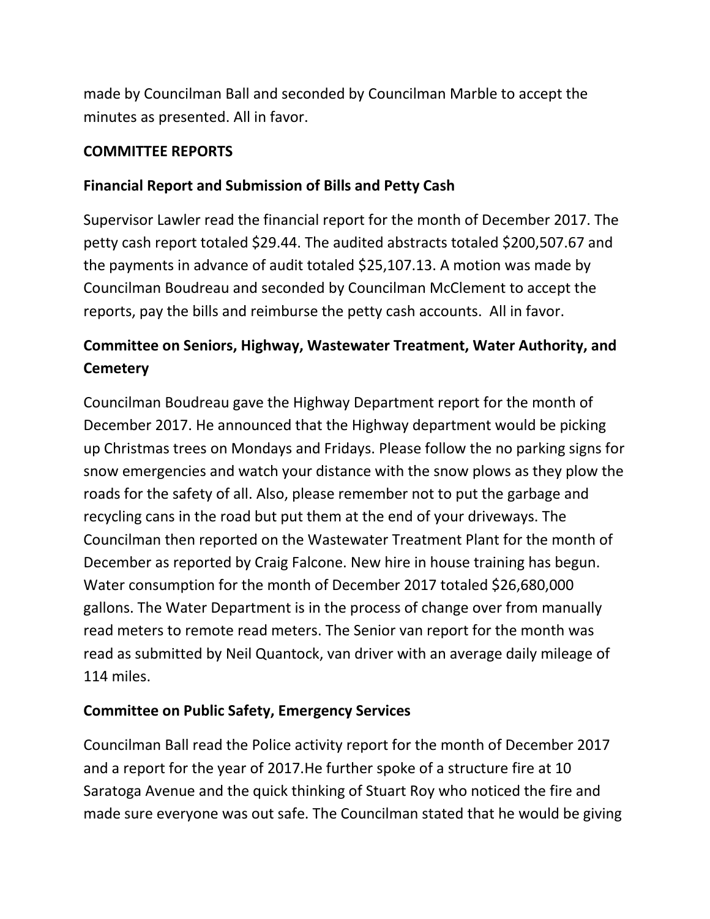made by Councilman Ball and seconded by Councilman Marble to accept the minutes as presented. All in favor.

**COMMITTEE REPORTS**

**Financial Report and Submission of Bills and Petty Cash**

Supervisor Lawler read the financial report for the month of December 2017. The petty cash report totaled $29.44. The audited abstracts totaled $200,507.67 and the payments in advance of audit totaled $25,107.13. A motion was made by Councilman Boudreau and seconded by Councilman McClement to accept the reports, pay the bills and reimburse the petty cash accounts. All in favor.

**Committee on Seniors, Highway, Wastewater Treatment, Water Authority, and Cemetery**

Councilman Boudreau gave the Highway Department report for the month of December 2017. He announced that the Highway department would be picking up Christmas trees on Mondays and Fridays. Please follow the no parking signs for snow emergencies and watch your distance with the snow plows as they plow the roads for the safety of all. Also, please remember not to put the garbage and recycling cans in the road but put them at the end of your driveways. The Councilman then reported on the Wastewater Treatment Plant for the month of December as reported by Craig Falcone. New hire in house training has begun. Water consumption for the month of December 2017 totaled $26,680,000 gallons. The Water Department is in the process of change over from manually read meters to remote read meters. The Senior van report for the month was read as submitted by Neil Quantock, van driver with an average daily mileage of 114 miles.

**Committee on Public Safety, Emergency Services**

Councilman Ball read the Police activity report for the month of December 2017 and a report for the year of 2017.He further spoke of a structure fire at 10 Saratoga Avenue and the quick thinking of Stuart Roy who noticed the fire and made sure everyone was out safe. The Councilman stated that he would be giving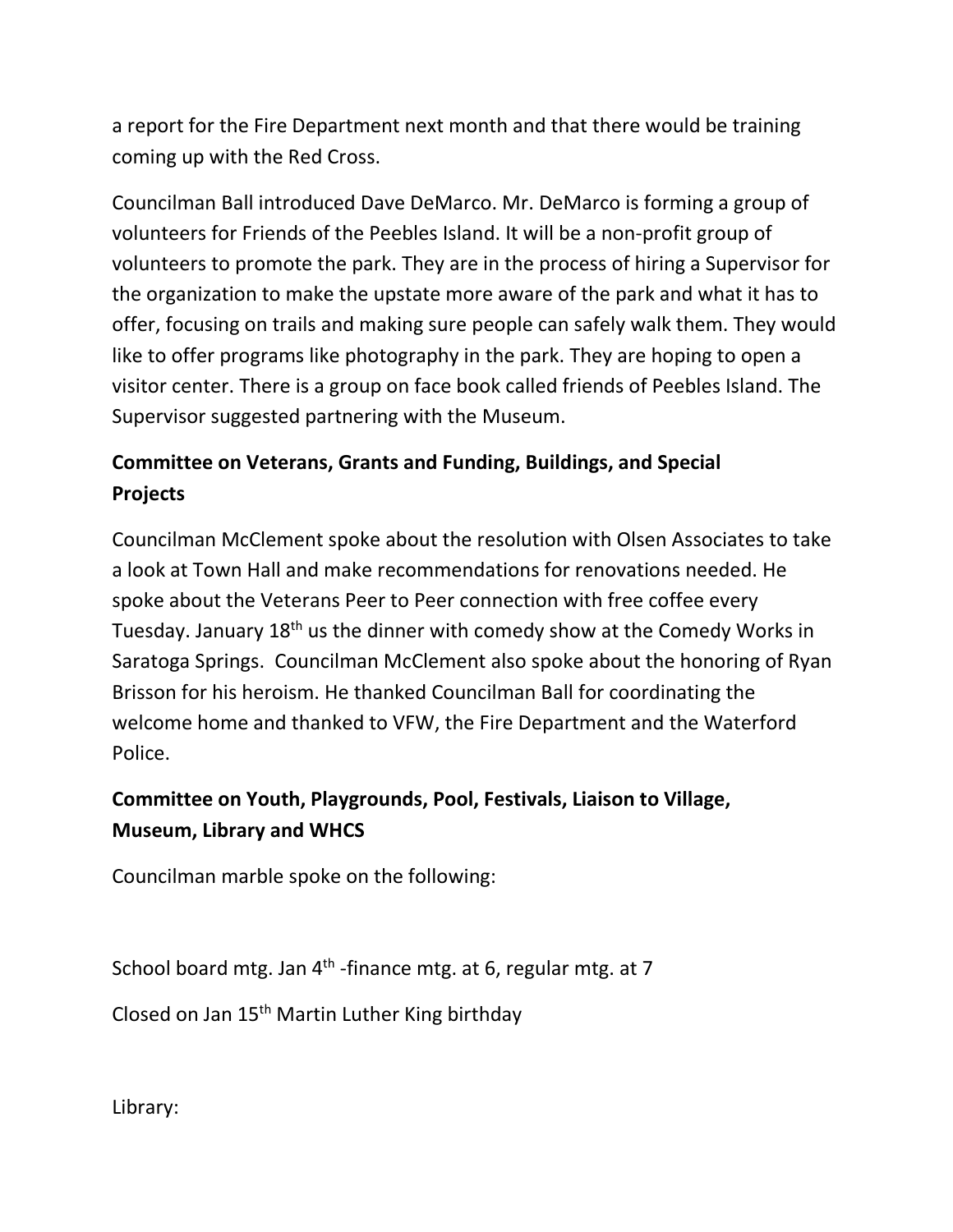a report for the Fire Department next month and that there would be training coming up with the Red Cross.

Councilman Ball introduced Dave DeMarco. Mr. DeMarco is forming a group of volunteers for Friends of the Peebles Island. It will be a non-profit group of volunteers to promote the park. They are in the process of hiring a Supervisor for the organization to make the upstate more aware of the park and what it has to offer, focusing on trails and making sure people can safely walk them. They would like to offer programs like photography in the park. They are hoping to open a visitor center. There is a group on face book called friends of Peebles Island. The Supervisor suggested partnering with the Museum.

**Committee on Veterans, Grants and Funding, Buildings, and Special Projects**

Councilman McClement spoke about the resolution with Olsen Associates to take a look at Town Hall and make recommendations for renovations needed. He spoke about the Veterans Peer to Peer connection with free coffee every Tuesday. January 18th us the dinner with comedy show at the Comedy Works in Saratoga Springs. Councilman McClement also spoke about the honoring of Ryan Brisson for his heroism. He thanked Councilman Ball for coordinating the welcome home and thanked to VFW, the Fire Department and the Waterford Police.

**Committee on Youth, Playgrounds, Pool, Festivals, Liaison to Village, Museum, Library and WHCS**

Councilman marble spoke on the following:

School board mtg. Jan 4th -finance mtg. at 6, regular mtg. at 7

Closed on Jan 15th Martin Luther King birthday

Library: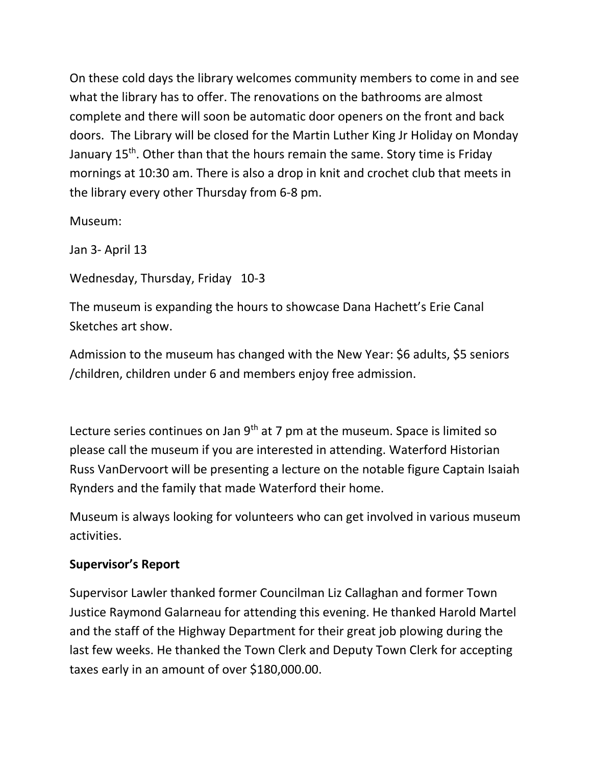On these cold days the library welcomes community members to come in and see what the library has to offer. The renovations on the bathrooms are almost complete and there will soon be automatic door openers on the front and back doors. The Library will be closed for the Martin Luther King Jr Holiday on Monday January 15th. Other than that the hours remain the same. Story time is Friday mornings at 10:30 am. There is also a drop in knit and crochet club that meets in the library every other Thursday from 6-8 pm.

Museum:

Jan 3- April 13

Wednesday, Thursday, Friday 10-3

The museum is expanding the hours to showcase Dana Hachett's Erie Canal Sketches art show.

Admission to the museum has changed with the New Year: $6 adults, $5 seniors /children, children under 6 and members enjoy free admission.

Lecture series continues on Jan 9th at 7 pm at the museum. Space is limited so please call the museum if you are interested in attending. Waterford Historian Russ VanDervoort will be presenting a lecture on the notable figure Captain Isaiah Rynders and the family that made Waterford their home.

Museum is always looking for volunteers who can get involved in various museum activities.

**Supervisor's Report**

Supervisor Lawler thanked former Councilman Liz Callaghan and former Town Justice Raymond Galarneau for attending this evening. He thanked Harold Martel and the staff of the Highway Department for their great job plowing during the last few weeks. He thanked the Town Clerk and Deputy Town Clerk for accepting taxes early in an amount of over $180,000.00.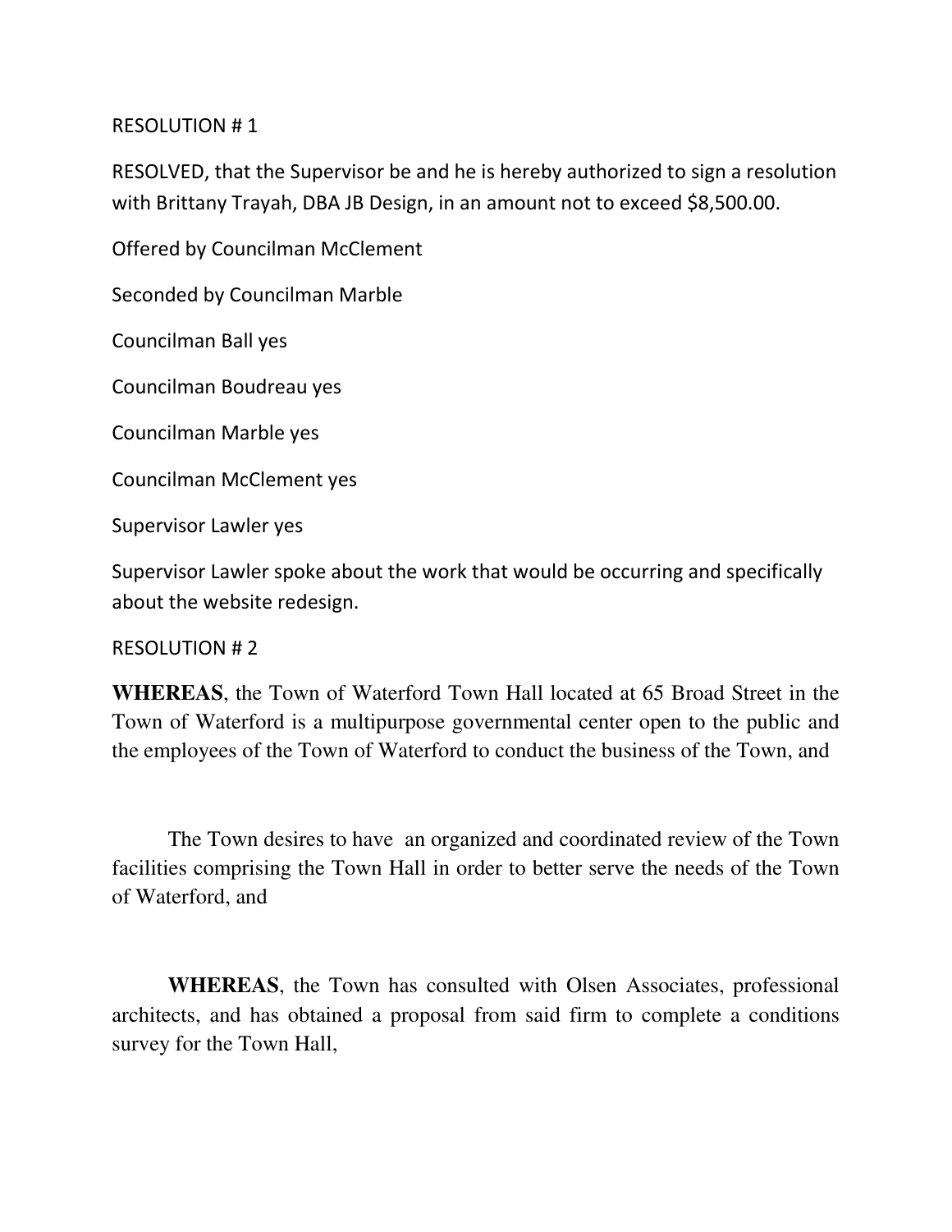RESOLUTION # 1

RESOLVED, that the Supervisor be and he is hereby authorized to sign a resolution with Brittany Trayah, DBA JB Design, in an amount not to exceed $8,500.00.

Offered by Councilman McClement

Seconded by Councilman Marble

Councilman Ball yes

Councilman Boudreau yes

Councilman Marble yes

Councilman McClement yes

Supervisor Lawler yes

Supervisor Lawler spoke about the work that would be occurring and specifically about the website redesign.

RESOLUTION # 2

**WHEREAS**, the Town of Waterford Town Hall located at 65 Broad Street in the Town of Waterford is a multipurpose governmental center open to the public and the employees of the Town of Waterford to conduct the business of the Town, and

The Town desires to have an organized and coordinated review of the Town facilities comprising the Town Hall in order to better serve the needs of the Town of Waterford, and

**WHEREAS**, the Town has consulted with Olsen Associates, professional architects, and has obtained a proposal from said firm to complete a conditions survey for the Town Hall,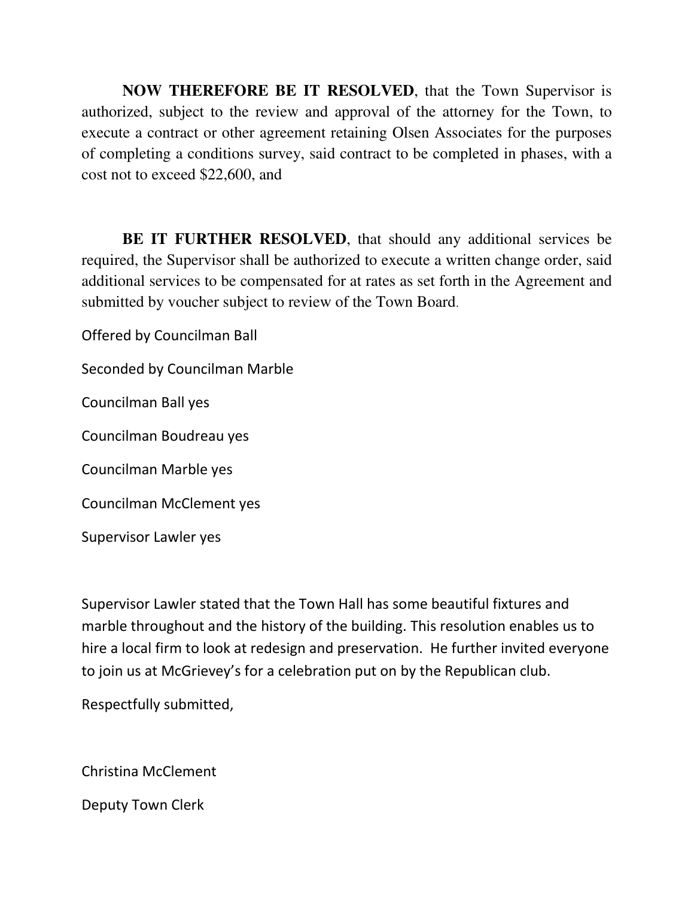**NOW THEREFORE BE IT RESOLVED**, that the Town Supervisor is authorized, subject to the review and approval of the attorney for the Town, to execute a contract or other agreement retaining Olsen Associates for the purposes of completing a conditions survey, said contract to be completed in phases, with a cost not to exceed $22,600, and

**BE IT FURTHER RESOLVED**, that should any additional services be required, the Supervisor shall be authorized to execute a written change order, said additional services to be compensated for at rates as set forth in the Agreement and submitted by voucher subject to review of the Town Board.

Offered by Councilman Ball

Seconded by Councilman Marble

Councilman Ball yes

Councilman Boudreau yes

Councilman Marble yes

Councilman McClement yes

Supervisor Lawler yes

Supervisor Lawler stated that the Town Hall has some beautiful fixtures and marble throughout and the history of the building. This resolution enables us to hire a local firm to look at redesign and preservation. He further invited everyone to join us at McGrievey's for a celebration put on by the Republican club.

Respectfully submitted,

Christina McClement

Deputy Town Clerk